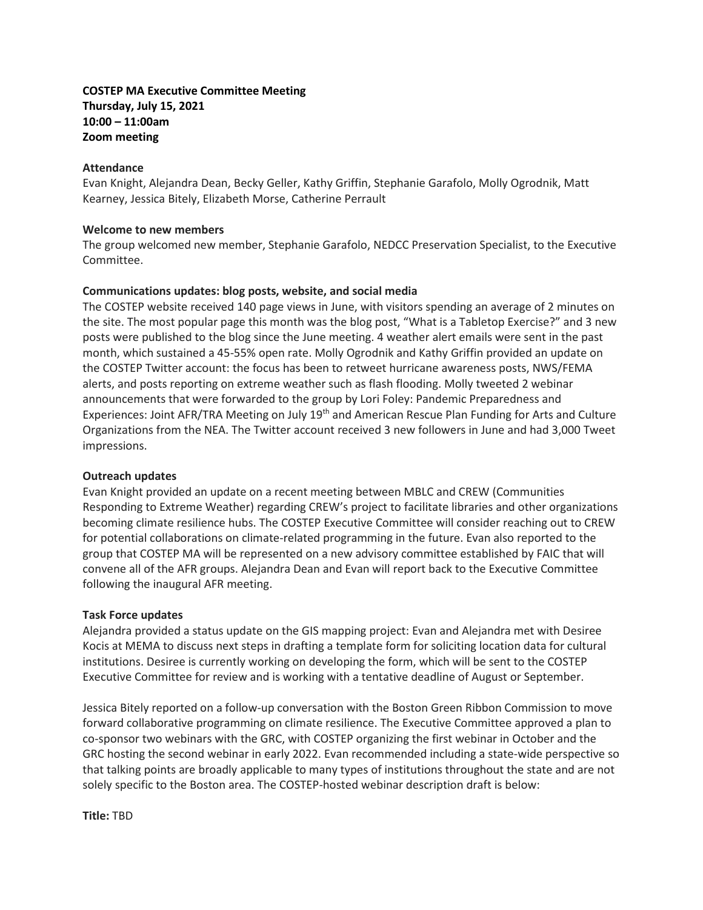**COSTEP MA Executive Committee Meeting**
**Thursday, July 15, 2021**
**10:00 – 11:00am**
**Zoom meeting**

**Attendance**

Evan Knight, Alejandra Dean, Becky Geller, Kathy Griffin, Stephanie Garafolo, Molly Ogrodnik, Matt Kearney, Jessica Bitely, Elizabeth Morse, Catherine Perrault

**Welcome to new members**

The group welcomed new member, Stephanie Garafolo, NEDCC Preservation Specialist, to the Executive Committee.

**Communications updates: blog posts, website, and social media**

The COSTEP website received 140 page views in June, with visitors spending an average of 2 minutes on the site. The most popular page this month was the blog post, "What is a Tabletop Exercise?" and 3 new posts were published to the blog since the June meeting. 4 weather alert emails were sent in the past month, which sustained a 45-55% open rate. Molly Ogrodnik and Kathy Griffin provided an update on the COSTEP Twitter account: the focus has been to retweet hurricane awareness posts, NWS/FEMA alerts, and posts reporting on extreme weather such as flash flooding. Molly tweeted 2 webinar announcements that were forwarded to the group by Lori Foley: Pandemic Preparedness and Experiences: Joint AFR/TRA Meeting on July 19th and American Rescue Plan Funding for Arts and Culture Organizations from the NEA. The Twitter account received 3 new followers in June and had 3,000 Tweet impressions.

**Outreach updates**

Evan Knight provided an update on a recent meeting between MBLC and CREW (Communities Responding to Extreme Weather) regarding CREW's project to facilitate libraries and other organizations becoming climate resilience hubs. The COSTEP Executive Committee will consider reaching out to CREW for potential collaborations on climate-related programming in the future. Evan also reported to the group that COSTEP MA will be represented on a new advisory committee established by FAIC that will convene all of the AFR groups. Alejandra Dean and Evan will report back to the Executive Committee following the inaugural AFR meeting.

**Task Force updates**

Alejandra provided a status update on the GIS mapping project: Evan and Alejandra met with Desiree Kocis at MEMA to discuss next steps in drafting a template form for soliciting location data for cultural institutions. Desiree is currently working on developing the form, which will be sent to the COSTEP Executive Committee for review and is working with a tentative deadline of August or September.

Jessica Bitely reported on a follow-up conversation with the Boston Green Ribbon Commission to move forward collaborative programming on climate resilience. The Executive Committee approved a plan to co-sponsor two webinars with the GRC, with COSTEP organizing the first webinar in October and the GRC hosting the second webinar in early 2022. Evan recommended including a state-wide perspective so that talking points are broadly applicable to many types of institutions throughout the state and are not solely specific to the Boston area. The COSTEP-hosted webinar description draft is below:

**Title:** TBD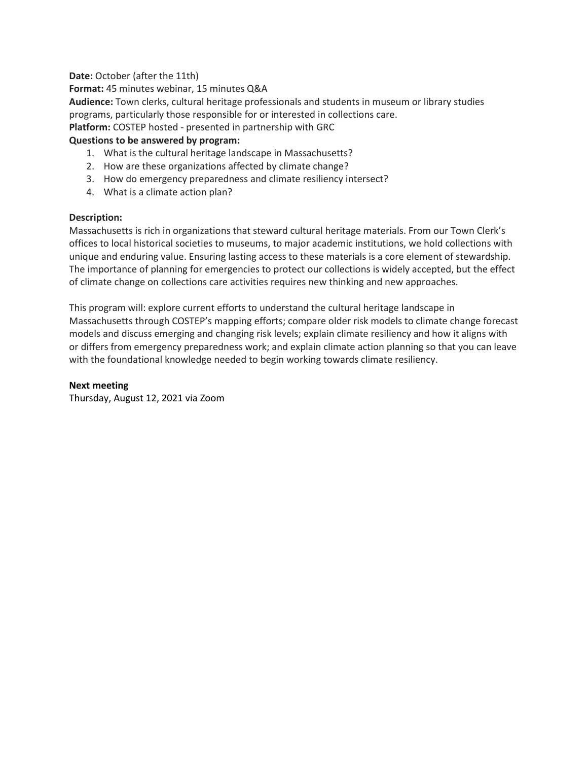**Date:** October (after the 11th)
**Format:** 45 minutes webinar, 15 minutes Q&A
**Audience:** Town clerks, cultural heritage professionals and students in museum or library studies programs, particularly those responsible for or interested in collections care.
**Platform:** COSTEP hosted - presented in partnership with GRC
**Questions to be answered by program:**

1. What is the cultural heritage landscape in Massachusetts?
2. How are these organizations affected by climate change?
3. How do emergency preparedness and climate resiliency intersect?
4. What is a climate action plan?

**Description:**
Massachusetts is rich in organizations that steward cultural heritage materials. From our Town Clerk's offices to local historical societies to museums, to major academic institutions, we hold collections with unique and enduring value. Ensuring lasting access to these materials is a core element of stewardship. The importance of planning for emergencies to protect our collections is widely accepted, but the effect of climate change on collections care activities requires new thinking and new approaches.

This program will: explore current efforts to understand the cultural heritage landscape in Massachusetts through COSTEP's mapping efforts; compare older risk models to climate change forecast models and discuss emerging and changing risk levels; explain climate resiliency and how it aligns with or differs from emergency preparedness work; and explain climate action planning so that you can leave with the foundational knowledge needed to begin working towards climate resiliency.

**Next meeting**
Thursday, August 12, 2021 via Zoom